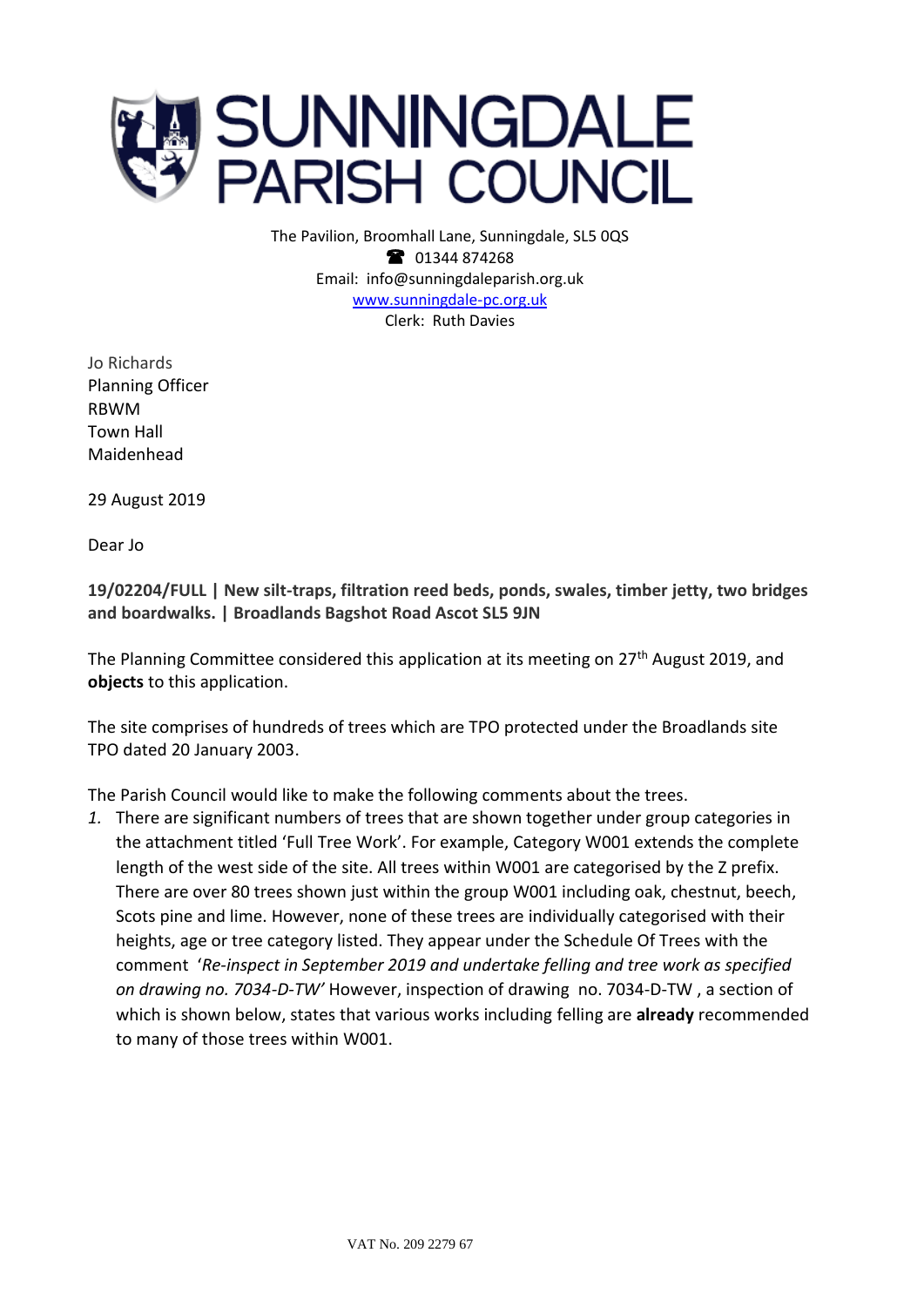# SUNNINGDALE PARISH COUNCIL

The Pavilion, Broomhall Lane, Sunningdale, SL5 0QS
☎ 01344 874268
Email: info@sunningdaleparish.org.uk
www.sunningdale-pc.org.uk
Clerk: Ruth Davies

Jo Richards
Planning Officer
RBWM
Town Hall
Maidenhead

29 August 2019

Dear Jo

**19/02204/FULL | New silt-traps, filtration reed beds, ponds, swales, timber jetty, two bridges and boardwalks. | Broadlands Bagshot Road Ascot SL5 9JN**

The Planning Committee considered this application at its meeting on 27th August 2019, and **objects** to this application.

The site comprises of hundreds of trees which are TPO protected under the Broadlands site TPO dated 20 January 2003.

The Parish Council would like to make the following comments about the trees.

1. There are significant numbers of trees that are shown together under group categories in the attachment titled 'Full Tree Work'. For example, Category W001 extends the complete length of the west side of the site. All trees within W001 are categorised by the Z prefix. There are over 80 trees shown just within the group W001 including oak, chestnut, beech, Scots pine and lime. However, none of these trees are individually categorised with their heights, age or tree category listed. They appear under the Schedule Of Trees with the comment '*Re-inspect in September 2019 and undertake felling and tree work as specified on drawing no. 7034-D-TW'* However, inspection of drawing no. 7034-D-TW , a section of which is shown below, states that various works including felling are **already** recommended to many of those trees within W001.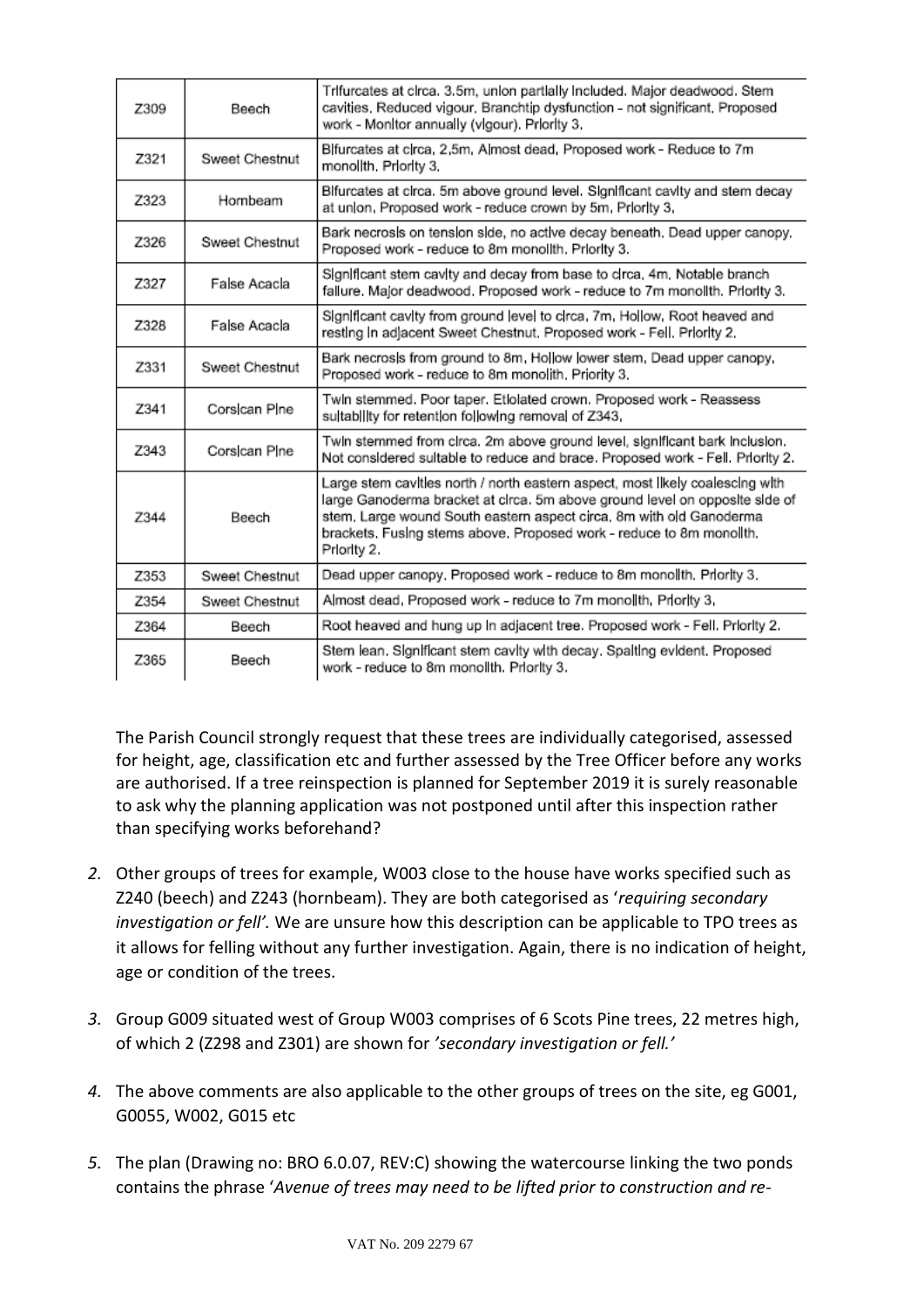| Z309 | Beech | Trifurcates at circa. 3.5m, union partially included. Major deadwood. Stem cavities. Reduced vigour. Branchtip dysfunction - not significant. Proposed work - Monitor annually (vigour). Priority 3. |
|---|---|---|
| Z321 | Sweet Chestnut | Bifurcates at circa, 2,5m, Almost dead, Proposed work - Reduce to 7m monolith. Priority 3. |
| Z323 | Hornbeam | Bifurcates at circa. 5m above ground level. Significant cavity and stem decay at union, Proposed work - reduce crown by 5m, Priority 3, |
| Z326 | Sweet Chestnut | Bark necrosis on tension side, no active decay beneath. Dead upper canopy. Proposed work - reduce to 8m monolith. Priority 3. |
| Z327 | False Acacia | Significant stem cavity and decay from base to circa, 4m, Notable branch failure. Major deadwood. Proposed work - reduce to 7m monolith. Priority 3. |
| Z328 | False Acacia | Significant cavity from ground level to circa, 7m, Hollow, Root heaved and resting in adjacent Sweet Chestnut. Proposed work - Fell. Priority 2. |
| Z331 | Sweet Chestnut | Bark necrosis from ground to 8m, Hollow lower stem, Dead upper canopy, Proposed work - reduce to 8m monolith, Priority 3. |
| Z341 | Corsican Pine | Twin stemmed. Poor taper. Etiolated crown. Proposed work - Reassess suitability for retention following removal of Z343, |
| Z343 | Corsican Pine | Twin stemmed from circa. 2m above ground level, significant bark inclusion. Not considered suitable to reduce and brace. Proposed work - Fell. Priority 2. |
| Z344 | Beech | Large stem cavities north / north eastern aspect, most likely coalescing with large Ganoderma bracket at circa. 5m above ground level on opposite side of stem. Large wound South eastern aspect circa. 8m with old Ganoderma brackets. Fusing stems above. Proposed work - reduce to 8m monolith. Priority 2. |
| Z353 | Sweet Chestnut | Dead upper canopy. Proposed work - reduce to 8m monolith. Priority 3. |
| Z354 | Sweet Chestnut | Almost dead, Proposed work - reduce to 7m monolith, Priority 3, |
| Z364 | Beech | Root heaved and hung up in adjacent tree. Proposed work - Fell. Priority 2. |
| Z365 | Beech | Stem lean. Significant stem cavity with decay. Spalting evident. Proposed work - reduce to 8m monolith. Priority 3. |

The Parish Council strongly request that these trees are individually categorised, assessed for height, age, classification etc and further assessed by the Tree Officer before any works are authorised. If a tree reinspection is planned for September 2019 it is surely reasonable to ask why the planning application was not postponed until after this inspection rather than specifying works beforehand?

2. Other groups of trees for example, W003 close to the house have works specified such as Z240 (beech) and Z243 (hornbeam). They are both categorised as '*requiring secondary investigation or fell'.* We are unsure how this description can be applicable to TPO trees as it allows for felling without any further investigation. Again, there is no indication of height, age or condition of the trees.

3. Group G009 situated west of Group W003 comprises of 6 Scots Pine trees, 22 metres high, of which 2 (Z298 and Z301) are shown for *'secondary investigation or fell.'*

4. The above comments are also applicable to the other groups of trees on the site, eg G001, G0055, W002, G015 etc

5. The plan (Drawing no: BRO 6.0.07, REV:C) showing the watercourse linking the two ponds contains the phrase '*Avenue of trees may need to be lifted prior to construction and re-*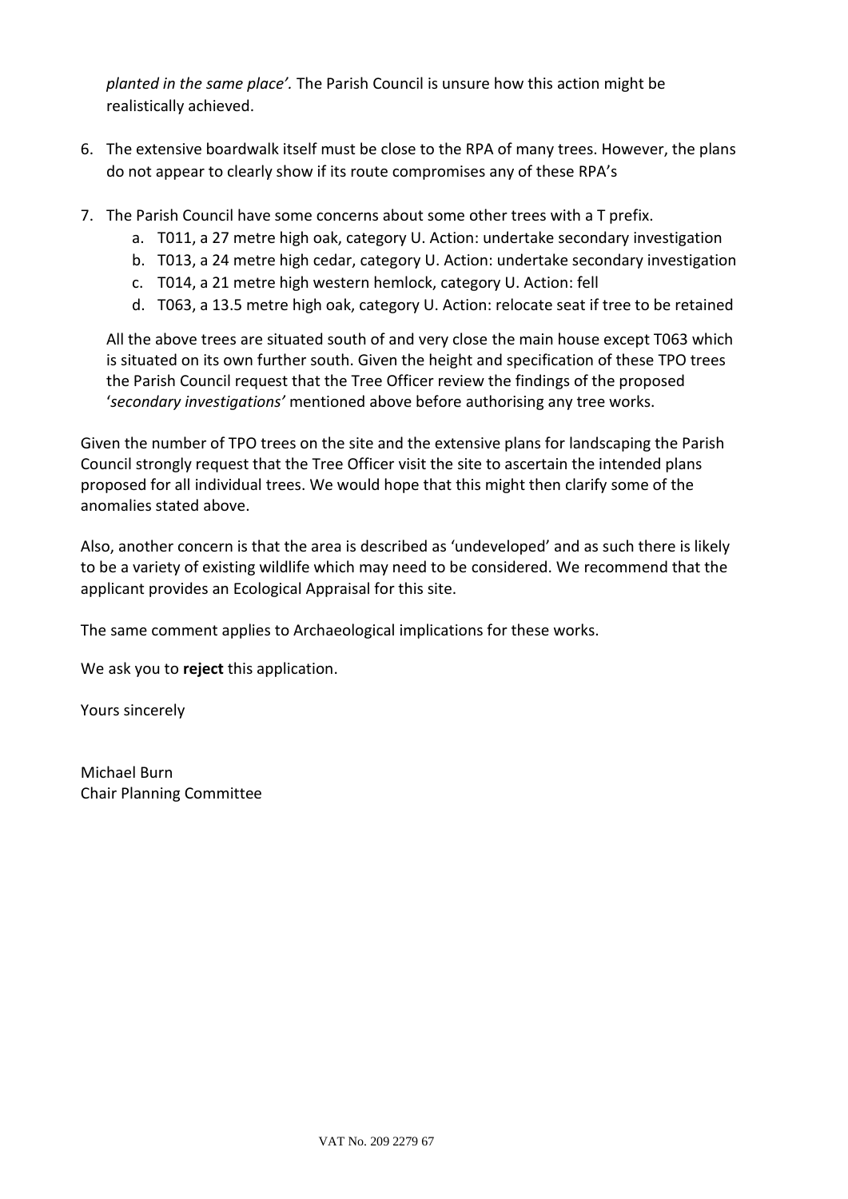*planted in the same place'*. The Parish Council is unsure how this action might be realistically achieved.

6. The extensive boardwalk itself must be close to the RPA of many trees. However, the plans do not appear to clearly show if its route compromises any of these RPA's

7. The Parish Council have some concerns about some other trees with a T prefix.
   a. T011, a 27 metre high oak, category U. Action: undertake secondary investigation
   b. T013, a 24 metre high cedar, category U. Action: undertake secondary investigation
   c. T014, a 21 metre high western hemlock, category U. Action: fell
   d. T063, a 13.5 metre high oak, category U. Action: relocate seat if tree to be retained

   All the above trees are situated south of and very close the main house except T063 which is situated on its own further south. Given the height and specification of these TPO trees the Parish Council request that the Tree Officer review the findings of the proposed '*secondary investigations*' mentioned above before authorising any tree works.

Given the number of TPO trees on the site and the extensive plans for landscaping the Parish Council strongly request that the Tree Officer visit the site to ascertain the intended plans proposed for all individual trees. We would hope that this might then clarify some of the anomalies stated above.

Also, another concern is that the area is described as 'undeveloped' and as such there is likely to be a variety of existing wildlife which may need to be considered. We recommend that the applicant provides an Ecological Appraisal for this site.

The same comment applies to Archaeological implications for these works.

We ask you to **reject** this application.

Yours sincerely

Michael Burn
Chair Planning Committee

VAT No. 209 2279 67